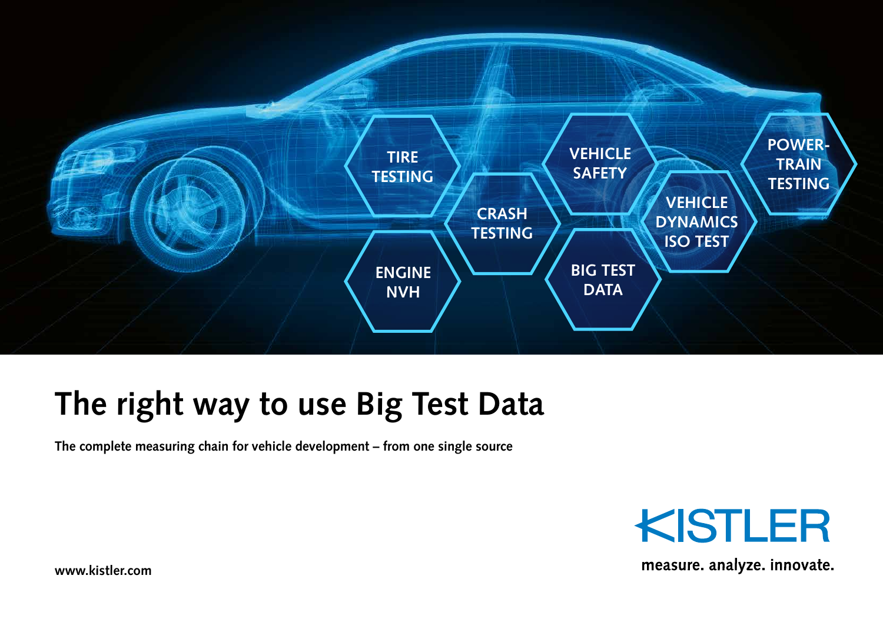TIRE TESTING

ENGINE NVH

CRASH TESTING

VEHICLE SAFETY

BIG TEST DATA

VEHICLE DYNAMICS ISO TEST

POWER-TRAIN TESTING

# The right way to use Big Test Data

**The complete measuring chain for vehicle development – from one single source**

KISTLER

measure. analyze. innovate.

www.kistler.com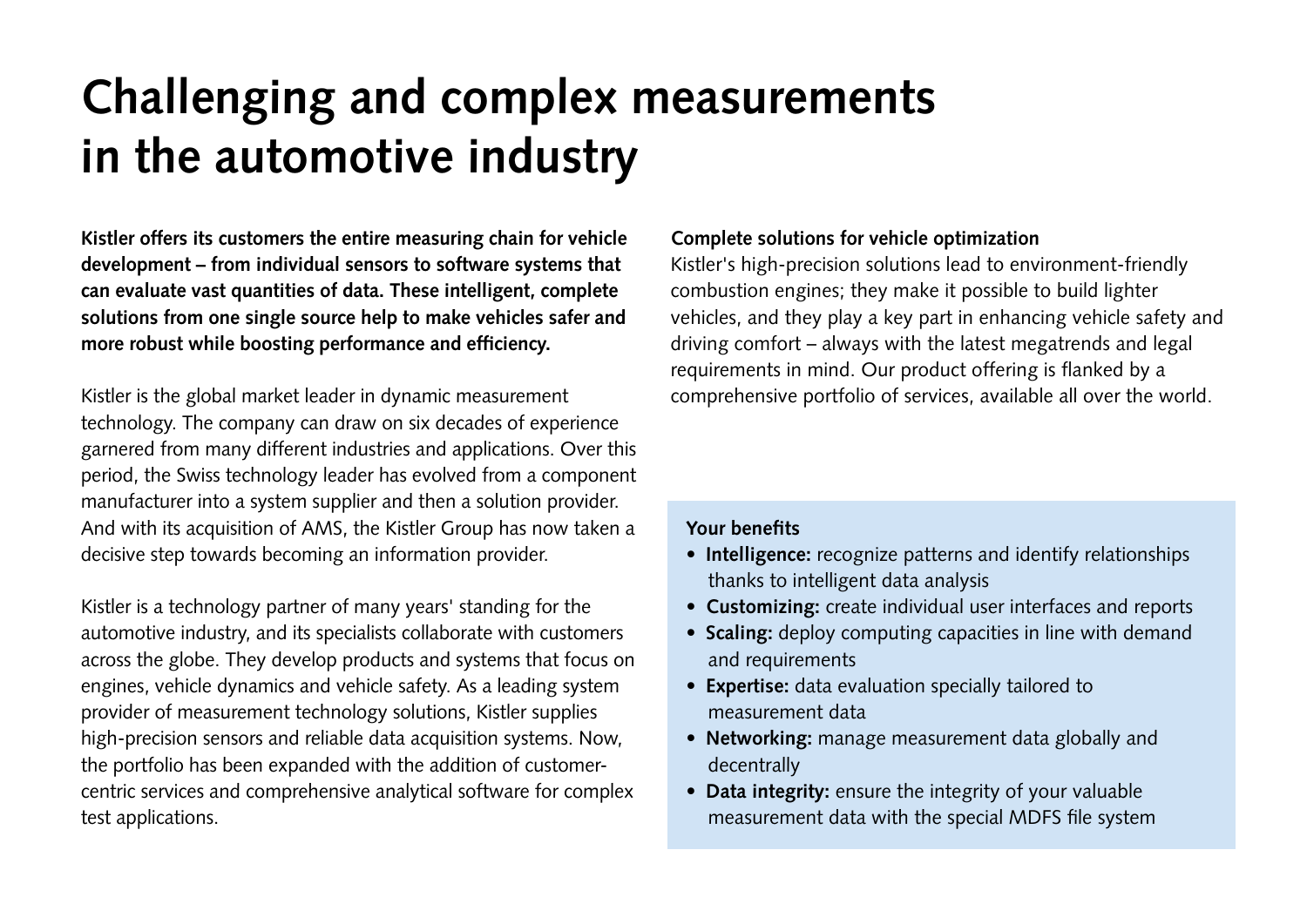# Challenging and complex measurements in the automotive industry

**Kistler offers its customers the entire measuring chain for vehicle development – from individual sensors to software systems that can evaluate vast quantities of data. These intelligent, complete solutions from one single source help to make vehicles safer and more robust while boosting performance and efficiency.**

Kistler is the global market leader in dynamic measurement technology. The company can draw on six decades of experience garnered from many different industries and applications. Over this period, the Swiss technology leader has evolved from a component manufacturer into a system supplier and then a solution provider. And with its acquisition of AMS, the Kistler Group has now taken a decisive step towards becoming an information provider.

Kistler is a technology partner of many years' standing for the automotive industry, and its specialists collaborate with customers across the globe. They develop products and systems that focus on engines, vehicle dynamics and vehicle safety. As a leading system provider of measurement technology solutions, Kistler supplies high-precision sensors and reliable data acquisition systems. Now, the portfolio has been expanded with the addition of customer-centric services and comprehensive analytical software for complex test applications.

**Complete solutions for vehicle optimization**

Kistler's high-precision solutions lead to environment-friendly combustion engines; they make it possible to build lighter vehicles, and they play a key part in enhancing vehicle safety and driving comfort – always with the latest megatrends and legal requirements in mind. Our product offering is flanked by a comprehensive portfolio of services, available all over the world.

**Your benefits**

- **Intelligence:** recognize patterns and identify relationships thanks to intelligent data analysis
- **Customizing:** create individual user interfaces and reports
- **Scaling:** deploy computing capacities in line with demand and requirements
- **Expertise:** data evaluation specially tailored to measurement data
- **Networking:** manage measurement data globally and decentrally
- **Data integrity:** ensure the integrity of your valuable measurement data with the special MDFS file system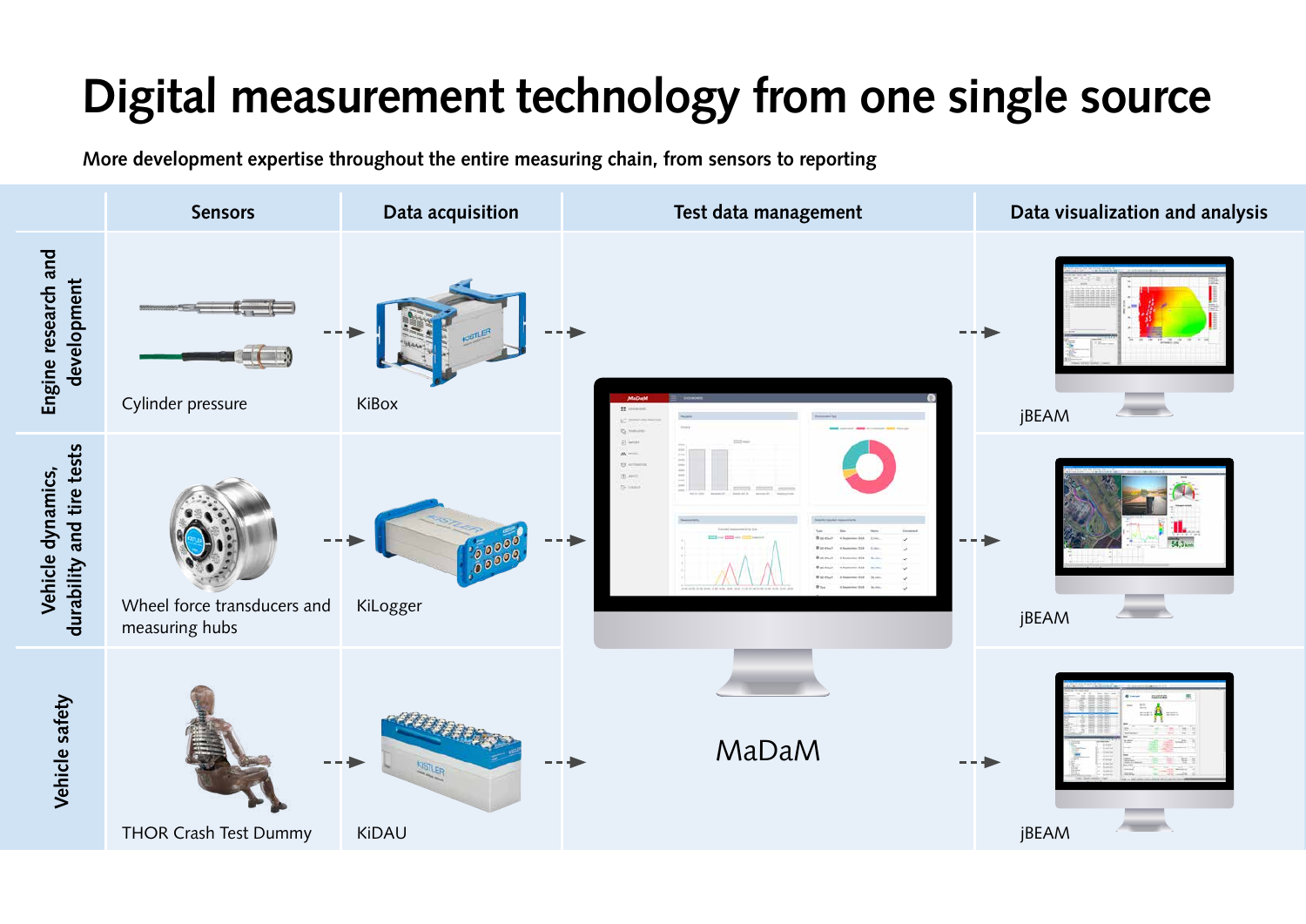# Digital measurement technology from one single source

**More development expertise throughout the entire measuring chain, from sensors to reporting**

| | Sensors | Data acquisition | Test data management | Data visualization and analysis |
|---|---|---|---|---|
| **Engine research and development** | Cylinder pressure | KiBox | MaDaM | jBEAM |
| **Vehicle dynamics, durability and tire tests** | Wheel force transducers and measuring hubs | KiLogger | MaDaM | jBEAM |
| **Vehicle safety** | THOR Crash Test Dummy | KiDAU | MaDaM | jBEAM |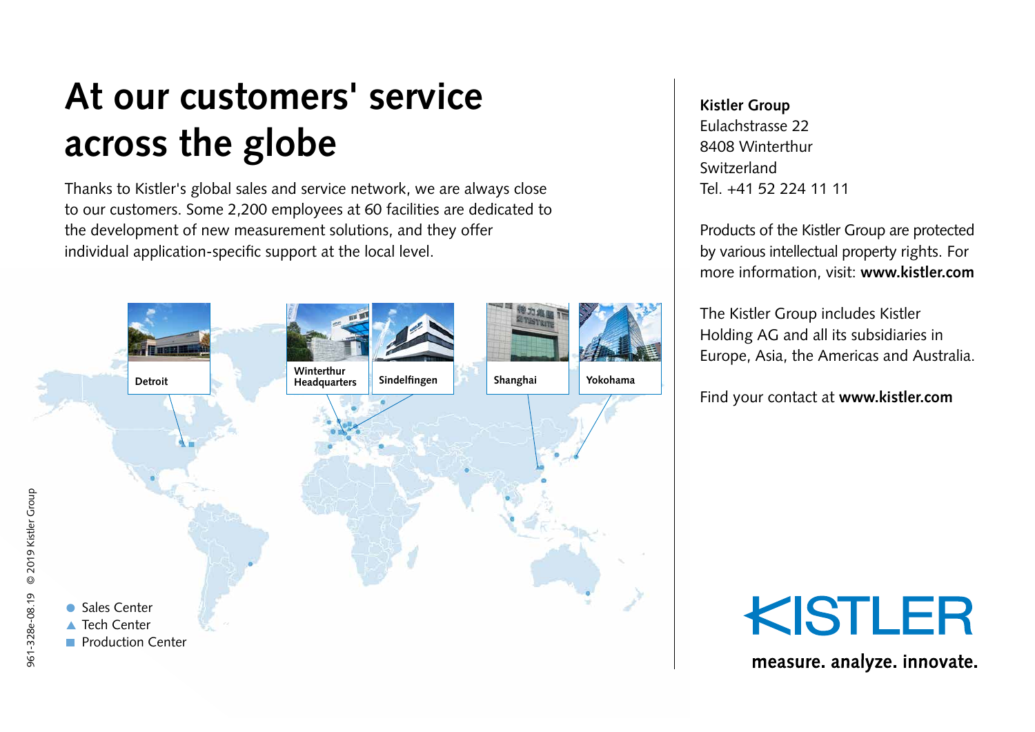# At our customers' service across the globe

Thanks to Kistler's global sales and service network, we are always close to our customers. Some 2,200 employees at 60 facilities are dedicated to the development of new measurement solutions, and they offer individual application-specific support at the local level.

Detroit

Winterthur Headquarters

Sindelfingen

Shanghai

Yokohama

● Sales Center
▲ Tech Center
■ Production Center

**Kistler Group**
Eulachstrasse 22
8408 Winterthur
Switzerland
Tel. +41 52 224 11 11

Products of the Kistler Group are protected by various intellectual property rights. For more information, visit: **www.kistler.com**

The Kistler Group includes Kistler Holding AG and all its subsidiaries in Europe, Asia, the Americas and Australia.

Find your contact at **www.kistler.com**

KISTLER

measure. analyze. innovate.

961-328e-08.19 © 2019 Kistler Group